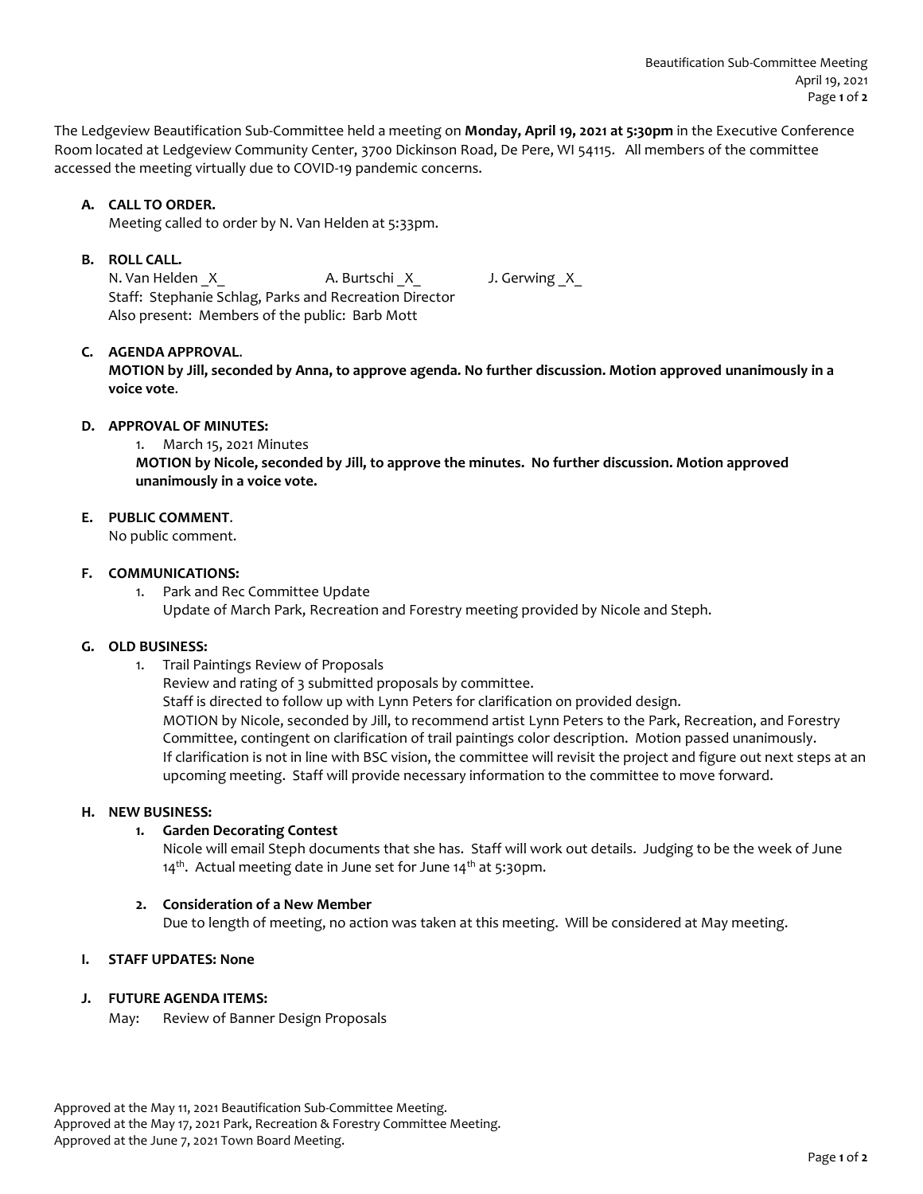The Ledgeview Beautification Sub-Committee held a meeting on **Monday, April 19, 2021 at 5:30pm** in the Executive Conference Room located at Ledgeview Community Center, 3700 Dickinson Road, De Pere, WI 54115. All members of the committee accessed the meeting virtually due to COVID-19 pandemic concerns.

**A. CALL TO ORDER.**
Meeting called to order by N. Van Helden at 5:33pm.

**B. ROLL CALL.**
N. Van Helden _X_ A. Burtschi _X_ J. Gerwing _X_
Staff: Stephanie Schlag, Parks and Recreation Director
Also present: Members of the public: Barb Mott

**C. AGENDA APPROVAL.**
**MOTION by Jill, seconded by Anna, to approve agenda. No further discussion. Motion approved unanimously in a voice vote.**

**D. APPROVAL OF MINUTES:**

1. March 15, 2021 Minutes

**MOTION by Nicole, seconded by Jill, to approve the minutes. No further discussion. Motion approved unanimously in a voice vote.**

**E. PUBLIC COMMENT.**
No public comment.

**F. COMMUNICATIONS:**

1. Park and Rec Committee Update
   Update of March Park, Recreation and Forestry meeting provided by Nicole and Steph.

**G. OLD BUSINESS:**

1. Trail Paintings Review of Proposals
   Review and rating of 3 submitted proposals by committee.
   Staff is directed to follow up with Lynn Peters for clarification on provided design.
   MOTION by Nicole, seconded by Jill, to recommend artist Lynn Peters to the Park, Recreation, and Forestry Committee, contingent on clarification of trail paintings color description. Motion passed unanimously.
   If clarification is not in line with BSC vision, the committee will revisit the project and figure out next steps at an upcoming meeting. Staff will provide necessary information to the committee to move forward.

**H. NEW BUSINESS:**

1. **Garden Decorating Contest**
   Nicole will email Steph documents that she has. Staff will work out details. Judging to be the week of June 14th. Actual meeting date in June set for June 14th at 5:30pm.

2. **Consideration of a New Member**
   Due to length of meeting, no action was taken at this meeting. Will be considered at May meeting.

**I. STAFF UPDATES: None**

**J. FUTURE AGENDA ITEMS:**
May: Review of Banner Design Proposals

Approved at the May 11, 2021 Beautification Sub-Committee Meeting.
Approved at the May 17, 2021 Park, Recreation & Forestry Committee Meeting.
Approved at the June 7, 2021 Town Board Meeting.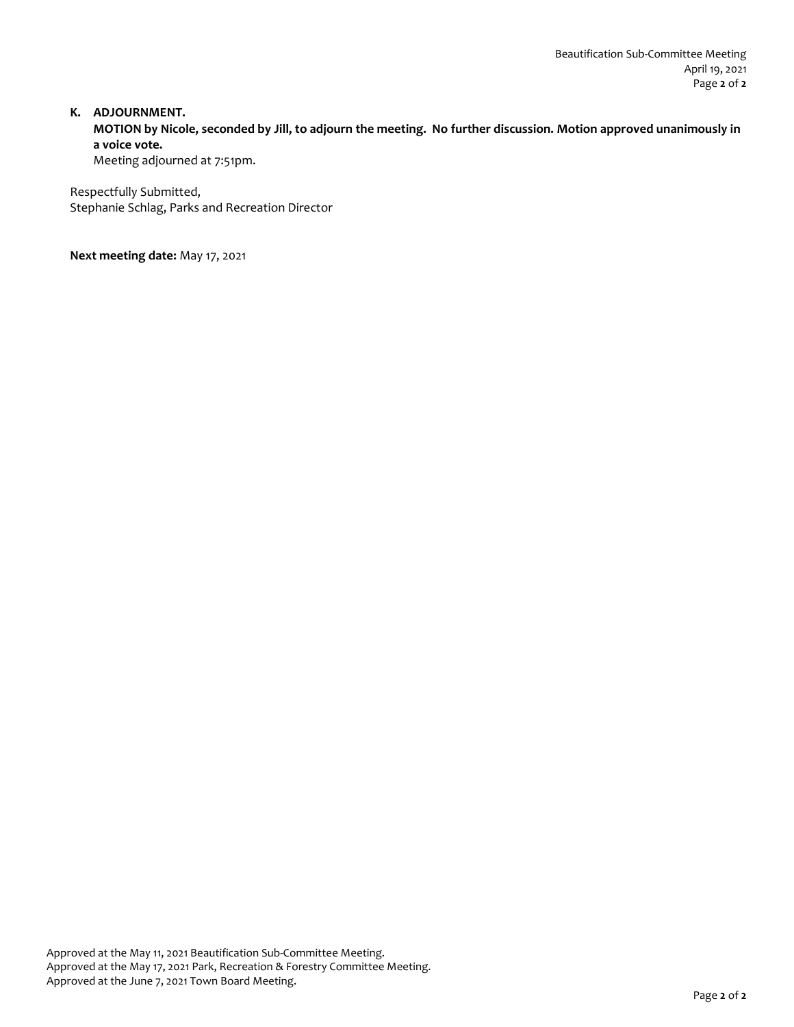**K. ADJOURNMENT.**

**MOTION by Nicole, seconded by Jill, to adjourn the meeting. No further discussion. Motion approved unanimously in a voice vote.**

Meeting adjourned at 7:51pm.

Respectfully Submitted,
Stephanie Schlag, Parks and Recreation Director

**Next meeting date:** May 17, 2021

Approved at the May 11, 2021 Beautification Sub-Committee Meeting.
Approved at the May 17, 2021 Park, Recreation & Forestry Committee Meeting.
Approved at the June 7, 2021 Town Board Meeting.